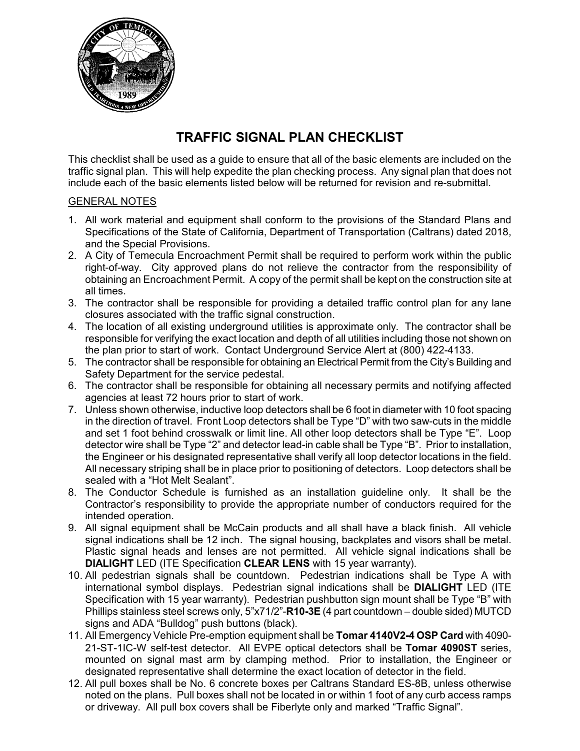# TRAFFIC SIGNAL PLAN CHECKLIST

This checklist shall be used as a guide to ensure that all of the basic elements are included on the traffic signal plan. This will help expedite the plan checking process. Any signal plan that does not include each of the basic elements listed below will be returned for revision and re-submittal.

## GENERAL NOTES

1. All work material and equipment shall conform to the provisions of the Standard Plans and Specifications of the State of California, Department of Transportation (Caltrans) dated 2018, and the Special Provisions.
2. A City of Temecula Encroachment Permit shall be required to perform work within the public right-of-way. City approved plans do not relieve the contractor from the responsibility of obtaining an Encroachment Permit. A copy of the permit shall be kept on the construction site at all times.
3. The contractor shall be responsible for providing a detailed traffic control plan for any lane closures associated with the traffic signal construction.
4. The location of all existing underground utilities is approximate only. The contractor shall be responsible for verifying the exact location and depth of all utilities including those not shown on the plan prior to start of work. Contact Underground Service Alert at (800) 422-4133.
5. The contractor shall be responsible for obtaining an Electrical Permit from the City's Building and Safety Department for the service pedestal.
6. The contractor shall be responsible for obtaining all necessary permits and notifying affected agencies at least 72 hours prior to start of work.
7. Unless shown otherwise, inductive loop detectors shall be 6 foot in diameter with 10 foot spacing in the direction of travel. Front Loop detectors shall be Type "D" with two saw-cuts in the middle and set 1 foot behind crosswalk or limit line. All other loop detectors shall be Type "E". Loop detector wire shall be Type "2" and detector lead-in cable shall be Type "B". Prior to installation, the Engineer or his designated representative shall verify all loop detector locations in the field. All necessary striping shall be in place prior to positioning of detectors. Loop detectors shall be sealed with a "Hot Melt Sealant".
8. The Conductor Schedule is furnished as an installation guideline only. It shall be the Contractor's responsibility to provide the appropriate number of conductors required for the intended operation.
9. All signal equipment shall be McCain products and all shall have a black finish. All vehicle signal indications shall be 12 inch. The signal housing, backplates and visors shall be metal. Plastic signal heads and lenses are not permitted. All vehicle signal indications shall be **DIALIGHT** LED (ITE Specification **CLEAR LENS** with 15 year warranty).
10. All pedestrian signals shall be countdown. Pedestrian indications shall be Type A with international symbol displays. Pedestrian signal indications shall be **DIALIGHT** LED (ITE Specification with 15 year warranty). Pedestrian pushbutton sign mount shall be Type "B" with Phillips stainless steel screws only, 5"x71/2"-**R10-3E** (4 part countdown – double sided) MUTCD signs and ADA "Bulldog" push buttons (black).
11. All Emergency Vehicle Pre-emption equipment shall be **Tomar 4140V2-4 OSP Card** with 4090-21-ST-1IC-W self-test detector. All EVPE optical detectors shall be **Tomar 4090ST** series, mounted on signal mast arm by clamping method. Prior to installation, the Engineer or designated representative shall determine the exact location of detector in the field.
12. All pull boxes shall be No. 6 concrete boxes per Caltrans Standard ES-8B, unless otherwise noted on the plans. Pull boxes shall not be located in or within 1 foot of any curb access ramps or driveway. All pull box covers shall be Fiberlyte only and marked "Traffic Signal".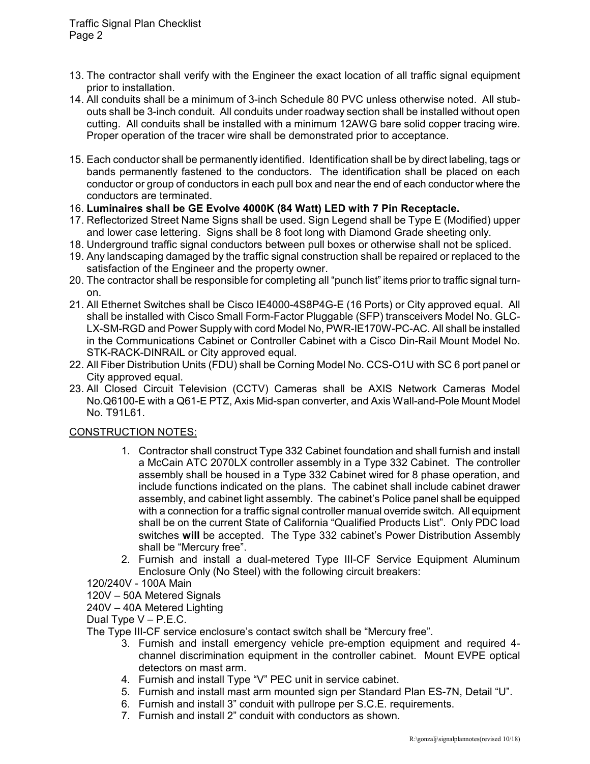13. The contractor shall verify with the Engineer the exact location of all traffic signal equipment prior to installation.
14. All conduits shall be a minimum of 3-inch Schedule 80 PVC unless otherwise noted. All stub-outs shall be 3-inch conduit. All conduits under roadway section shall be installed without open cutting. All conduits shall be installed with a minimum 12AWG bare solid copper tracing wire. Proper operation of the tracer wire shall be demonstrated prior to acceptance.
15. Each conductor shall be permanently identified. Identification shall be by direct labeling, tags or bands permanently fastened to the conductors. The identification shall be placed on each conductor or group of conductors in each pull box and near the end of each conductor where the conductors are terminated.
16. **Luminaires shall be GE Evolve 4000K (84 Watt) LED with 7 Pin Receptacle.**
17. Reflectorized Street Name Signs shall be used. Sign Legend shall be Type E (Modified) upper and lower case lettering. Signs shall be 8 foot long with Diamond Grade sheeting only.
18. Underground traffic signal conductors between pull boxes or otherwise shall not be spliced.
19. Any landscaping damaged by the traffic signal construction shall be repaired or replaced to the satisfaction of the Engineer and the property owner.
20. The contractor shall be responsible for completing all "punch list" items prior to traffic signal turn-on.
21. All Ethernet Switches shall be Cisco IE4000-4S8P4G-E (16 Ports) or City approved equal. All shall be installed with Cisco Small Form-Factor Pluggable (SFP) transceivers Model No. GLC-LX-SM-RGD and Power Supply with cord Model No, PWR-IE170W-PC-AC. All shall be installed in the Communications Cabinet or Controller Cabinet with a Cisco Din-Rail Mount Model No. STK-RACK-DINRAIL or City approved equal.
22. All Fiber Distribution Units (FDU) shall be Corning Model No. CCS-O1U with SC 6 port panel or City approved equal.
23. All Closed Circuit Television (CCTV) Cameras shall be AXIS Network Cameras Model No.Q6100-E with a Q61-E PTZ, Axis Mid-span converter, and Axis Wall-and-Pole Mount Model No. T91L61.

## CONSTRUCTION NOTES:

1. Contractor shall construct Type 332 Cabinet foundation and shall furnish and install a McCain ATC 2070LX controller assembly in a Type 332 Cabinet. The controller assembly shall be housed in a Type 332 Cabinet wired for 8 phase operation, and include functions indicated on the plans. The cabinet shall include cabinet drawer assembly, and cabinet light assembly. The cabinet's Police panel shall be equipped with a connection for a traffic signal controller manual override switch. All equipment shall be on the current State of California "Qualified Products List". Only PDC load switches **will** be accepted. The Type 332 cabinet's Power Distribution Assembly shall be "Mercury free".
2. Furnish and install a dual-metered Type III-CF Service Equipment Aluminum Enclosure Only (No Steel) with the following circuit breakers:

   120/240V - 100A Main
   120V – 50A Metered Signals
   240V – 40A Metered Lighting
   Dual Type V – P.E.C.

   The Type III-CF service enclosure's contact switch shall be "Mercury free".
3. Furnish and install emergency vehicle pre-emption equipment and required 4-channel discrimination equipment in the controller cabinet. Mount EVPE optical detectors on mast arm.
4. Furnish and install Type "V" PEC unit in service cabinet.
5. Furnish and install mast arm mounted sign per Standard Plan ES-7N, Detail "U".
6. Furnish and install 3" conduit with pullrope per S.C.E. requirements.
7. Furnish and install 2" conduit with conductors as shown.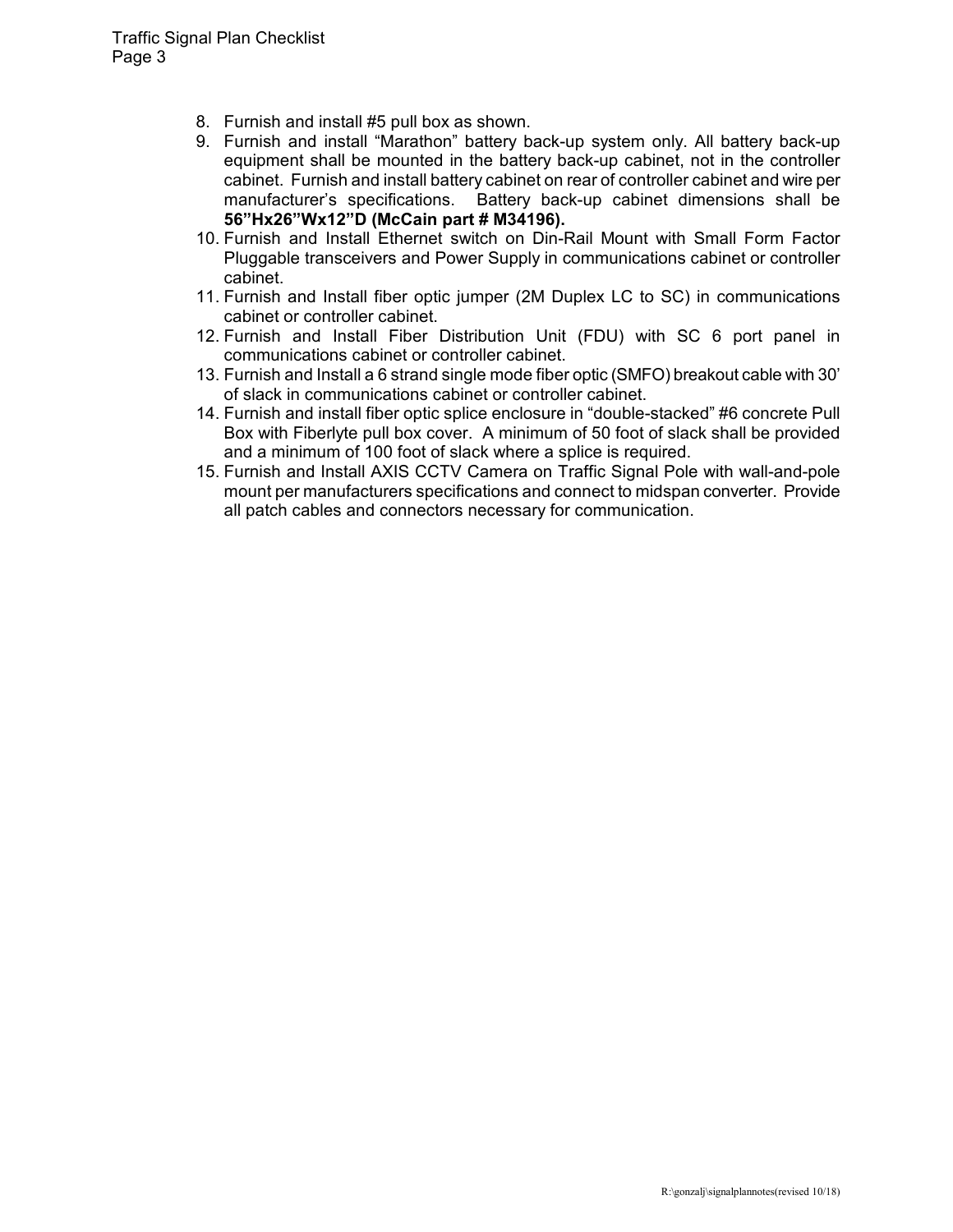8. Furnish and install #5 pull box as shown.
9. Furnish and install “Marathon” battery back-up system only. All battery back-up equipment shall be mounted in the battery back-up cabinet, not in the controller cabinet. Furnish and install battery cabinet on rear of controller cabinet and wire per manufacturer’s specifications. Battery back-up cabinet dimensions shall be **56”Hx26”Wx12”D (McCain part # M34196).**
10. Furnish and Install Ethernet switch on Din-Rail Mount with Small Form Factor Pluggable transceivers and Power Supply in communications cabinet or controller cabinet.
11. Furnish and Install fiber optic jumper (2M Duplex LC to SC) in communications cabinet or controller cabinet.
12. Furnish and Install Fiber Distribution Unit (FDU) with SC 6 port panel in communications cabinet or controller cabinet.
13. Furnish and Install a 6 strand single mode fiber optic (SMFO) breakout cable with 30’ of slack in communications cabinet or controller cabinet.
14. Furnish and install fiber optic splice enclosure in “double-stacked” #6 concrete Pull Box with Fiberlyte pull box cover. A minimum of 50 foot of slack shall be provided and a minimum of 100 foot of slack where a splice is required.
15. Furnish and Install AXIS CCTV Camera on Traffic Signal Pole with wall-and-pole mount per manufacturers specifications and connect to midspan converter. Provide all patch cables and connectors necessary for communication.